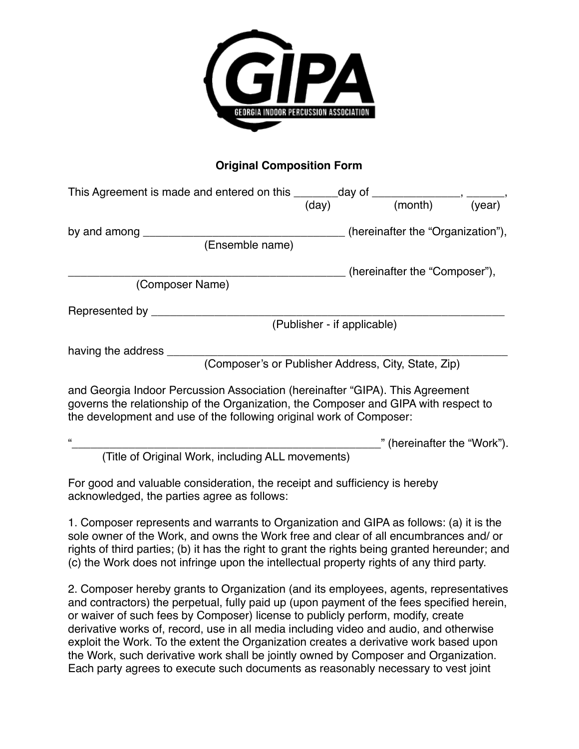GIPA

GEORGIA INDOOR PERCUSSION ASSOCIATION

**Original Composition Form**

This Agreement is made and entered on this _______day of ______________, ______,
(day) (month) (year)

by and among ________________________________ (hereinafter the "Organization"),
(Ensemble name)

_____________________________________________ (hereinafter the "Composer"),
(Composer Name)

Represented by ______________________________________________________
(Publisher - if applicable)

having the address ____________________________________________________
(Composer's or Publisher Address, City, State, Zip)

and Georgia Indoor Percussion Association (hereinafter "GIPA). This Agreement governs the relationship of the Organization, the Composer and GIPA with respect to the development and use of the following original work of Composer:

"__________________________________________________" (hereinafter the "Work").
(Title of Original Work, including ALL movements)

For good and valuable consideration, the receipt and sufficiency is hereby acknowledged, the parties agree as follows:

1. Composer represents and warrants to Organization and GIPA as follows: (a) it is the sole owner of the Work, and owns the Work free and clear of all encumbrances and/ or rights of third parties; (b) it has the right to grant the rights being granted hereunder; and (c) the Work does not infringe upon the intellectual property rights of any third party.

2. Composer hereby grants to Organization (and its employees, agents, representatives and contractors) the perpetual, fully paid up (upon payment of the fees specified herein, or waiver of such fees by Composer) license to publicly perform, modify, create derivative works of, record, use in all media including video and audio, and otherwise exploit the Work. To the extent the Organization creates a derivative work based upon the Work, such derivative work shall be jointly owned by Composer and Organization. Each party agrees to execute such documents as reasonably necessary to vest joint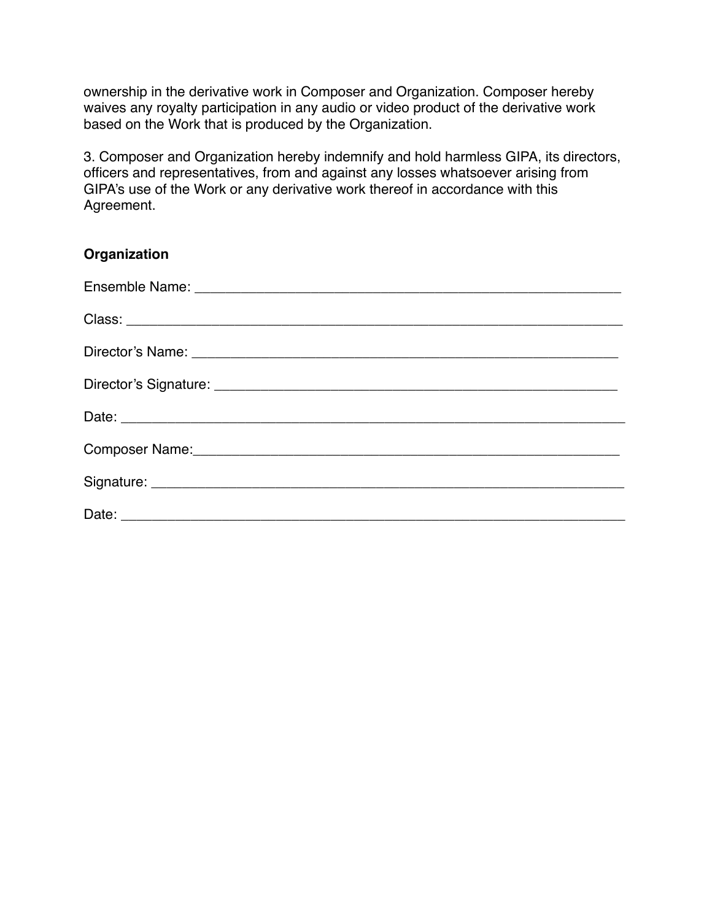ownership in the derivative work in Composer and Organization. Composer hereby waives any royalty participation in any audio or video product of the derivative work based on the Work that is produced by the Organization.

3. Composer and Organization hereby indemnify and hold harmless GIPA, its directors, officers and representatives, from and against any losses whatsoever arising from GIPA's use of the Work or any derivative work thereof in accordance with this Agreement.

**Organization**

Ensemble Name: ___________________________________________________________

Class: ___________________________________________________________________

Director's Name: __________________________________________________________

Director's Signature: _______________________________________________________

Date: ___________________________________________________________________

Composer Name:___________________________________________________________

Signature: _______________________________________________________________

Date: ___________________________________________________________________